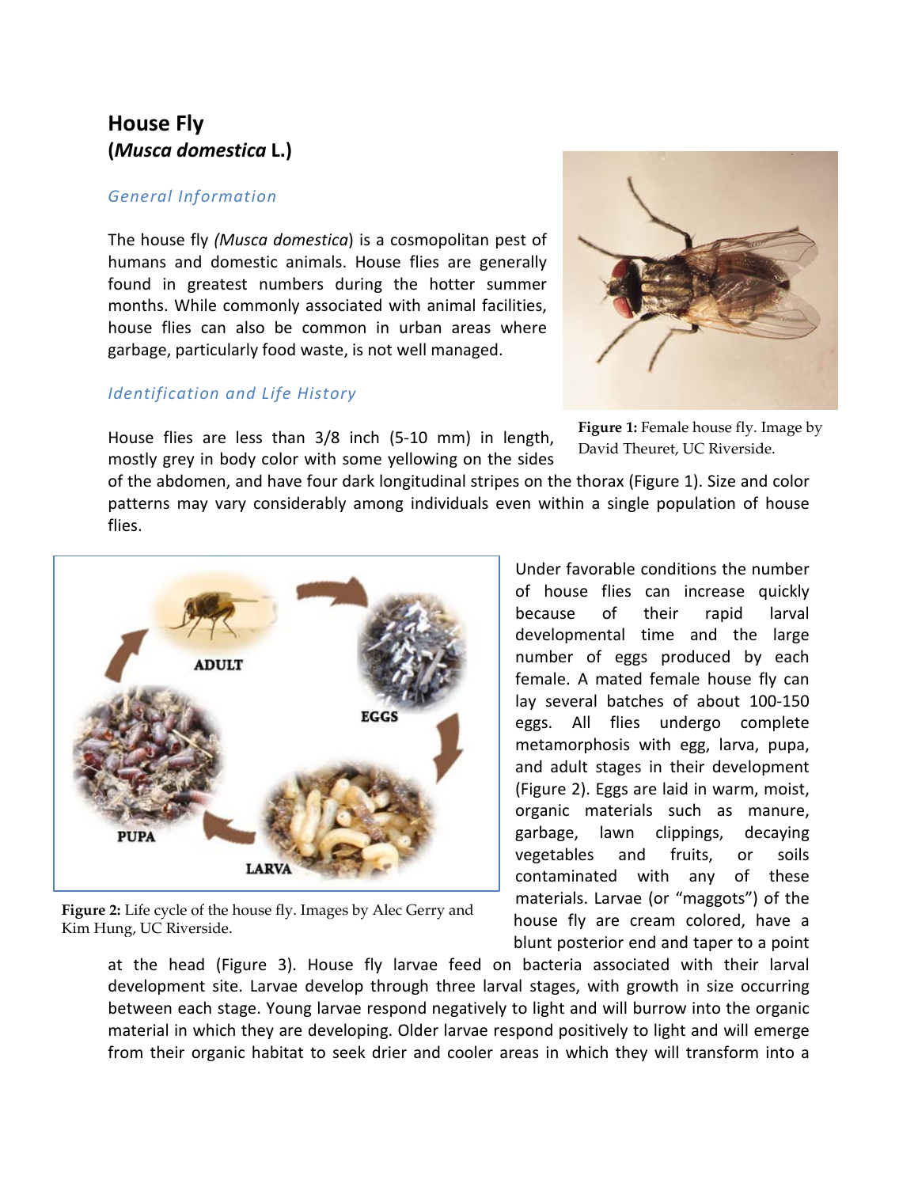# House Fly
## (*Musca domestica* L.)

### *General Information*

The house fly *(Musca domestica*) is a cosmopolitan pest of humans and domestic animals. House flies are generally found in greatest numbers during the hotter summer months. While commonly associated with animal facilities, house flies can also be common in urban areas where garbage, particularly food waste, is not well managed.

### *Identification and Life History*

House flies are less than 3/8 inch (5-10 mm) in length, mostly grey in body color with some yellowing on the sides of the abdomen, and have four dark longitudinal stripes on the thorax (Figure 1). Size and color patterns may vary considerably among individuals even within a single population of house flies.

**Figure 1:** Female house fly. Image by David Theuret, UC Riverside.

Under favorable conditions the number of house flies can increase quickly because of their rapid larval developmental time and the large number of eggs produced by each female. A mated female house fly can lay several batches of about 100-150 eggs. All flies undergo complete metamorphosis with egg, larva, pupa, and adult stages in their development (Figure 2). Eggs are laid in warm, moist, organic materials such as manure, garbage, lawn clippings, decaying vegetables and fruits, or soils contaminated with any of these materials. Larvae (or "maggots") of the house fly are cream colored, have a blunt posterior end and taper to a point at the head (Figure 3). House fly larvae feed on bacteria associated with their larval development site. Larvae develop through three larval stages, with growth in size occurring between each stage. Young larvae respond negatively to light and will burrow into the organic material in which they are developing. Older larvae respond positively to light and will emerge from their organic habitat to seek drier and cooler areas in which they will transform into a

**Figure 2:** Life cycle of the house fly. Images by Alec Gerry and Kim Hung, UC Riverside.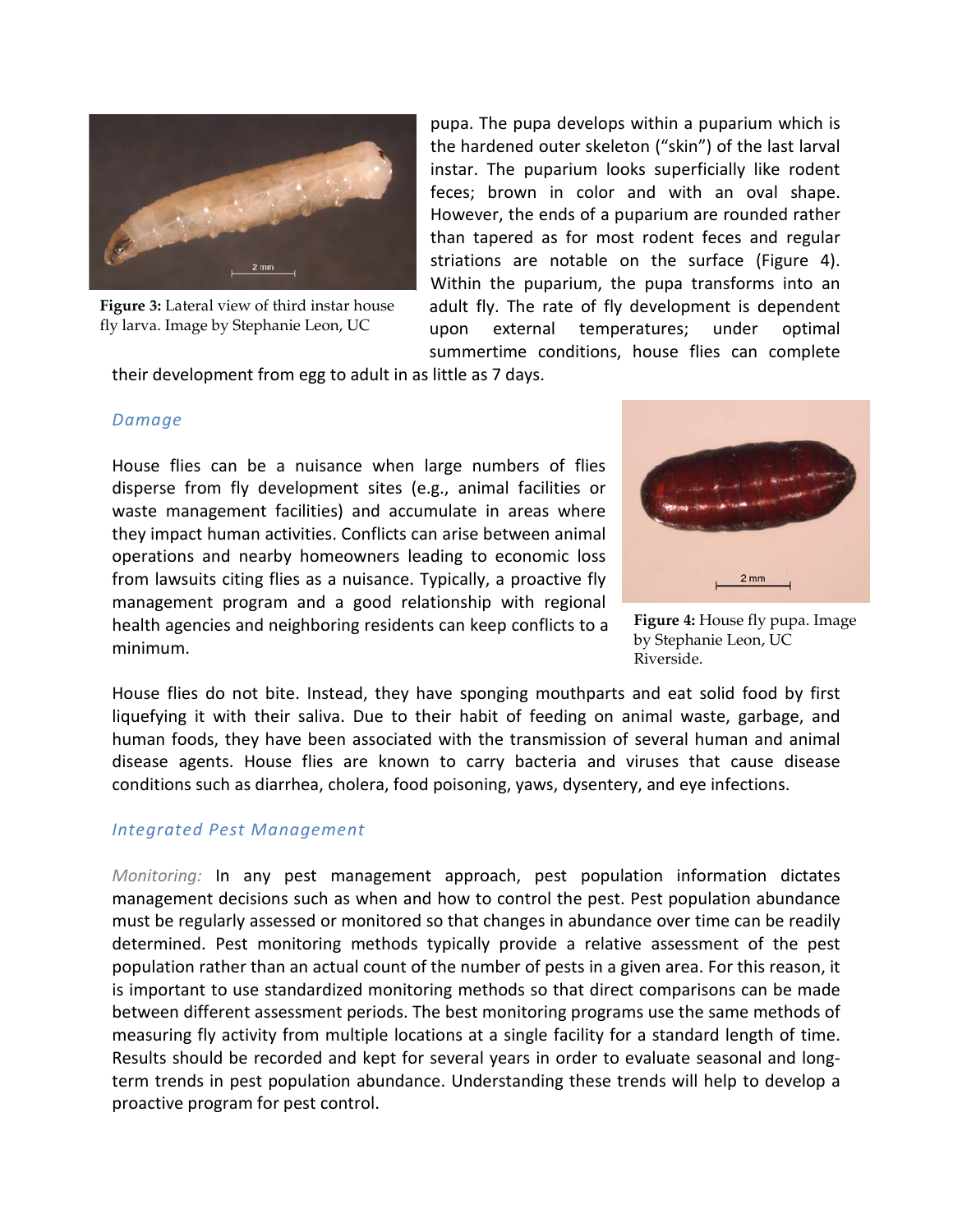Figure 3: Lateral view of third instar house fly larva. Image by Stephanie Leon, UC

pupa. The pupa develops within a puparium which is the hardened outer skeleton ("skin") of the last larval instar. The puparium looks superficially like rodent feces; brown in color and with an oval shape. However, the ends of a puparium are rounded rather than tapered as for most rodent feces and regular striations are notable on the surface (Figure 4). Within the puparium, the pupa transforms into an adult fly. The rate of fly development is dependent upon external temperatures; under optimal summertime conditions, house flies can complete their development from egg to adult in as little as 7 days.

### *Damage*

House flies can be a nuisance when large numbers of flies disperse from fly development sites (e.g., animal facilities or waste management facilities) and accumulate in areas where they impact human activities. Conflicts can arise between animal operations and nearby homeowners leading to economic loss from lawsuits citing flies as a nuisance. Typically, a proactive fly management program and a good relationship with regional health agencies and neighboring residents can keep conflicts to a minimum.

**Figure 4:** House fly pupa. Image by Stephanie Leon, UC Riverside.

House flies do not bite. Instead, they have sponging mouthparts and eat solid food by first liquefying it with their saliva. Due to their habit of feeding on animal waste, garbage, and human foods, they have been associated with the transmission of several human and animal disease agents. House flies are known to carry bacteria and viruses that cause disease conditions such as diarrhea, cholera, food poisoning, yaws, dysentery, and eye infections.

### *Integrated Pest Management*

*Monitoring:* In any pest management approach, pest population information dictates management decisions such as when and how to control the pest. Pest population abundance must be regularly assessed or monitored so that changes in abundance over time can be readily determined. Pest monitoring methods typically provide a relative assessment of the pest population rather than an actual count of the number of pests in a given area. For this reason, it is important to use standardized monitoring methods so that direct comparisons can be made between different assessment periods. The best monitoring programs use the same methods of measuring fly activity from multiple locations at a single facility for a standard length of time. Results should be recorded and kept for several years in order to evaluate seasonal and long-term trends in pest population abundance. Understanding these trends will help to develop a proactive program for pest control.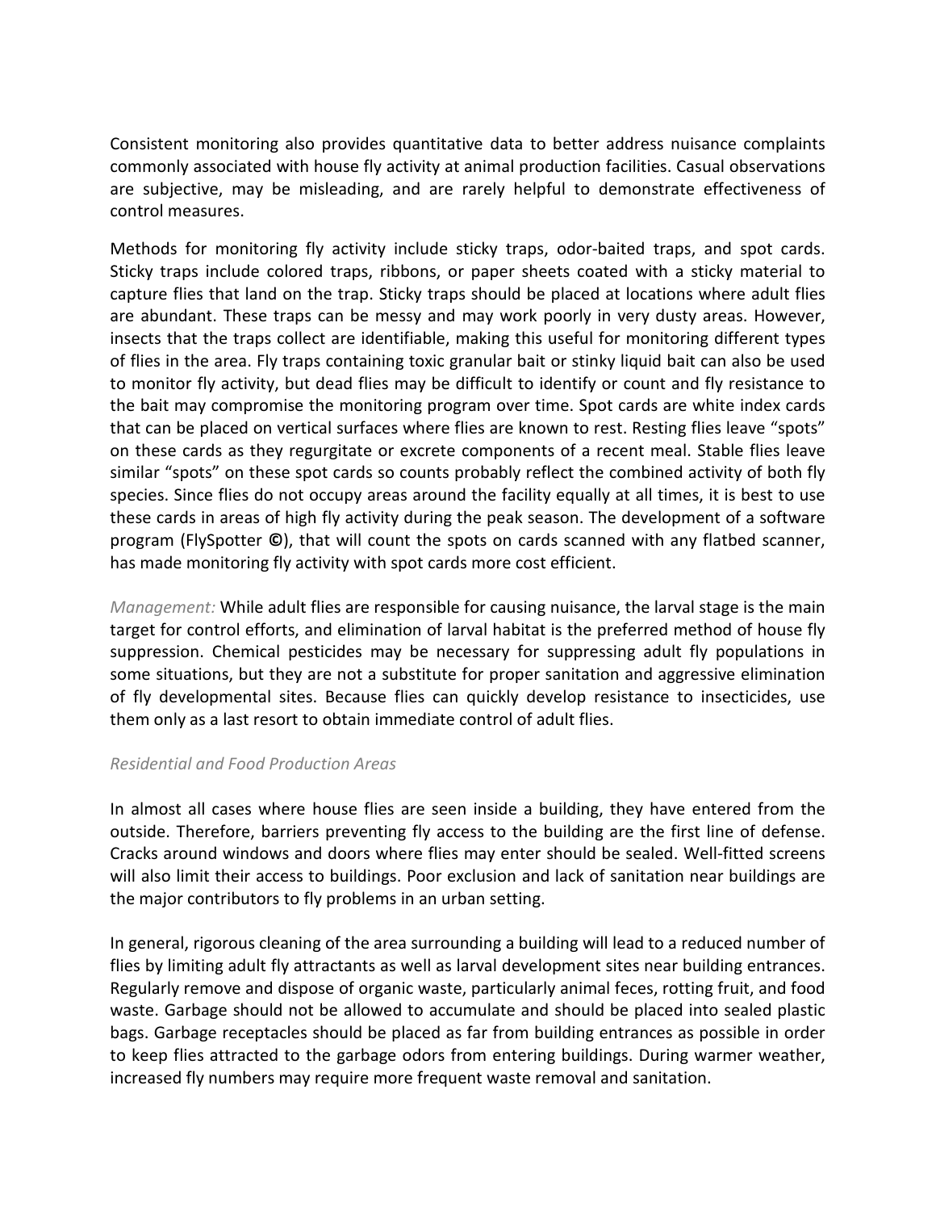Consistent monitoring also provides quantitative data to better address nuisance complaints commonly associated with house fly activity at animal production facilities. Casual observations are subjective, may be misleading, and are rarely helpful to demonstrate effectiveness of control measures.

Methods for monitoring fly activity include sticky traps, odor-baited traps, and spot cards. Sticky traps include colored traps, ribbons, or paper sheets coated with a sticky material to capture flies that land on the trap. Sticky traps should be placed at locations where adult flies are abundant. These traps can be messy and may work poorly in very dusty areas. However, insects that the traps collect are identifiable, making this useful for monitoring different types of flies in the area. Fly traps containing toxic granular bait or stinky liquid bait can also be used to monitor fly activity, but dead flies may be difficult to identify or count and fly resistance to the bait may compromise the monitoring program over time. Spot cards are white index cards that can be placed on vertical surfaces where flies are known to rest. Resting flies leave "spots" on these cards as they regurgitate or excrete components of a recent meal. Stable flies leave similar "spots" on these spot cards so counts probably reflect the combined activity of both fly species. Since flies do not occupy areas around the facility equally at all times, it is best to use these cards in areas of high fly activity during the peak season. The development of a software program (FlySpotter **©**), that will count the spots on cards scanned with any flatbed scanner, has made monitoring fly activity with spot cards more cost efficient.

*Management:* While adult flies are responsible for causing nuisance, the larval stage is the main target for control efforts, and elimination of larval habitat is the preferred method of house fly suppression. Chemical pesticides may be necessary for suppressing adult fly populations in some situations, but they are not a substitute for proper sanitation and aggressive elimination of fly developmental sites. Because flies can quickly develop resistance to insecticides, use them only as a last resort to obtain immediate control of adult flies.

*Residential and Food Production Areas*

In almost all cases where house flies are seen inside a building, they have entered from the outside. Therefore, barriers preventing fly access to the building are the first line of defense. Cracks around windows and doors where flies may enter should be sealed. Well-fitted screens will also limit their access to buildings. Poor exclusion and lack of sanitation near buildings are the major contributors to fly problems in an urban setting.

In general, rigorous cleaning of the area surrounding a building will lead to a reduced number of flies by limiting adult fly attractants as well as larval development sites near building entrances. Regularly remove and dispose of organic waste, particularly animal feces, rotting fruit, and food waste. Garbage should not be allowed to accumulate and should be placed into sealed plastic bags. Garbage receptacles should be placed as far from building entrances as possible in order to keep flies attracted to the garbage odors from entering buildings. During warmer weather, increased fly numbers may require more frequent waste removal and sanitation.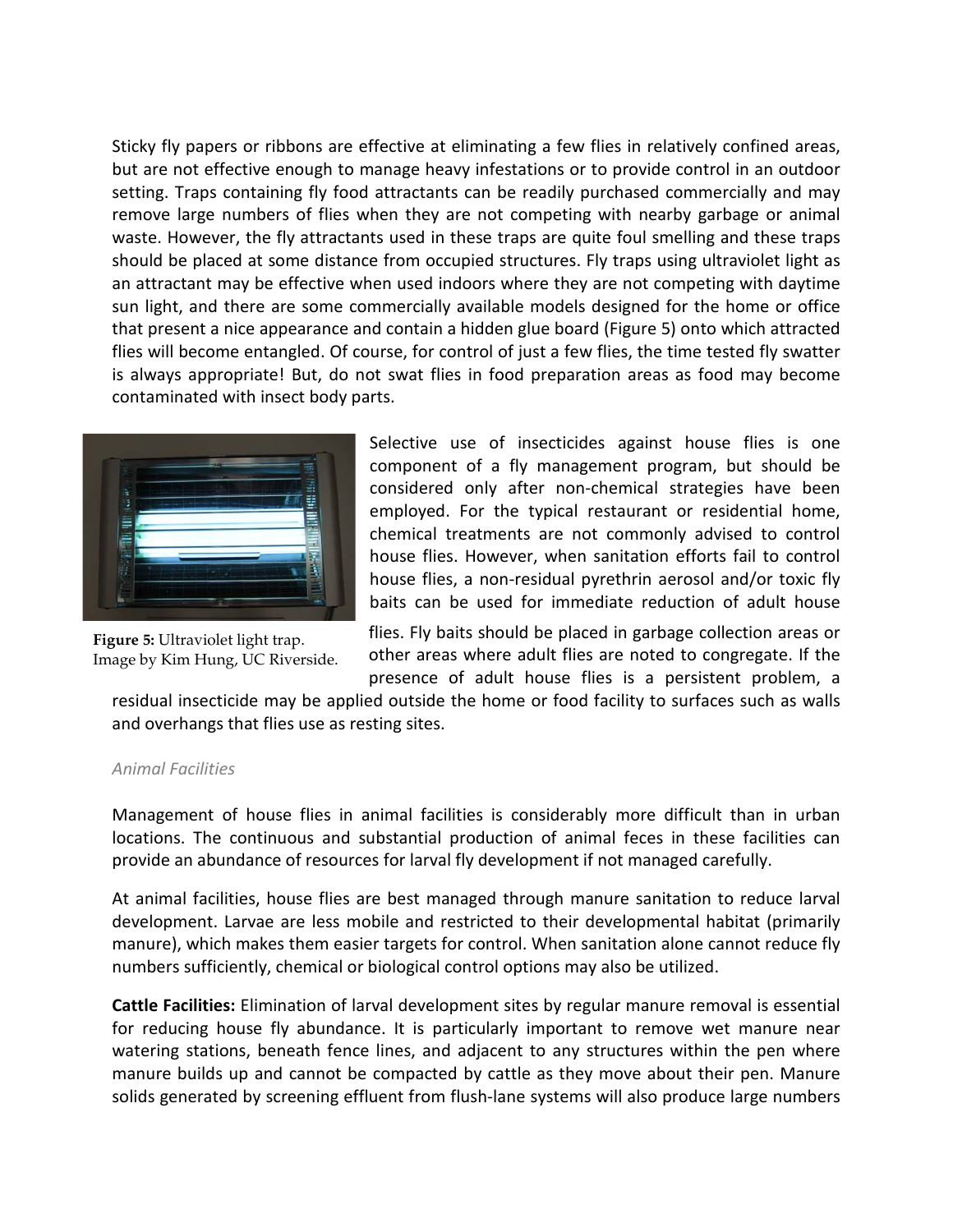Sticky fly papers or ribbons are effective at eliminating a few flies in relatively confined areas, but are not effective enough to manage heavy infestations or to provide control in an outdoor setting. Traps containing fly food attractants can be readily purchased commercially and may remove large numbers of flies when they are not competing with nearby garbage or animal waste. However, the fly attractants used in these traps are quite foul smelling and these traps should be placed at some distance from occupied structures. Fly traps using ultraviolet light as an attractant may be effective when used indoors where they are not competing with daytime sun light, and there are some commercially available models designed for the home or office that present a nice appearance and contain a hidden glue board (Figure 5) onto which attracted flies will become entangled. Of course, for control of just a few flies, the time tested fly swatter is always appropriate! But, do not swat flies in food preparation areas as food may become contaminated with insect body parts.

**Figure 5:** Ultraviolet light trap. Image by Kim Hung, UC Riverside.

Selective use of insecticides against house flies is one component of a fly management program, but should be considered only after non-chemical strategies have been employed. For the typical restaurant or residential home, chemical treatments are not commonly advised to control house flies. However, when sanitation efforts fail to control house flies, a non-residual pyrethrin aerosol and/or toxic fly baits can be used for immediate reduction of adult house flies. Fly baits should be placed in garbage collection areas or other areas where adult flies are noted to congregate. If the presence of adult house flies is a persistent problem, a residual insecticide may be applied outside the home or food facility to surfaces such as walls and overhangs that flies use as resting sites.

*Animal Facilities*

Management of house flies in animal facilities is considerably more difficult than in urban locations. The continuous and substantial production of animal feces in these facilities can provide an abundance of resources for larval fly development if not managed carefully.

At animal facilities, house flies are best managed through manure sanitation to reduce larval development. Larvae are less mobile and restricted to their developmental habitat (primarily manure), which makes them easier targets for control. When sanitation alone cannot reduce fly numbers sufficiently, chemical or biological control options may also be utilized.

**Cattle Facilities:** Elimination of larval development sites by regular manure removal is essential for reducing house fly abundance. It is particularly important to remove wet manure near watering stations, beneath fence lines, and adjacent to any structures within the pen where manure builds up and cannot be compacted by cattle as they move about their pen. Manure solids generated by screening effluent from flush-lane systems will also produce large numbers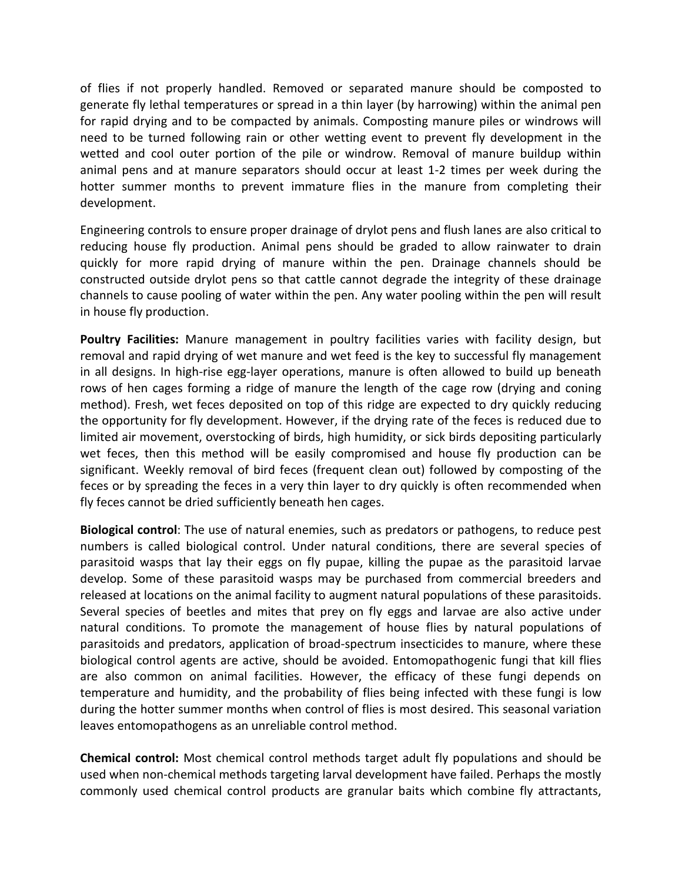of flies if not properly handled. Removed or separated manure should be composted to generate fly lethal temperatures or spread in a thin layer (by harrowing) within the animal pen for rapid drying and to be compacted by animals. Composting manure piles or windrows will need to be turned following rain or other wetting event to prevent fly development in the wetted and cool outer portion of the pile or windrow. Removal of manure buildup within animal pens and at manure separators should occur at least 1-2 times per week during the hotter summer months to prevent immature flies in the manure from completing their development.

Engineering controls to ensure proper drainage of drylot pens and flush lanes are also critical to reducing house fly production. Animal pens should be graded to allow rainwater to drain quickly for more rapid drying of manure within the pen. Drainage channels should be constructed outside drylot pens so that cattle cannot degrade the integrity of these drainage channels to cause pooling of water within the pen. Any water pooling within the pen will result in house fly production.

**Poultry Facilities:** Manure management in poultry facilities varies with facility design, but removal and rapid drying of wet manure and wet feed is the key to successful fly management in all designs. In high-rise egg-layer operations, manure is often allowed to build up beneath rows of hen cages forming a ridge of manure the length of the cage row (drying and coning method). Fresh, wet feces deposited on top of this ridge are expected to dry quickly reducing the opportunity for fly development. However, if the drying rate of the feces is reduced due to limited air movement, overstocking of birds, high humidity, or sick birds depositing particularly wet feces, then this method will be easily compromised and house fly production can be significant. Weekly removal of bird feces (frequent clean out) followed by composting of the feces or by spreading the feces in a very thin layer to dry quickly is often recommended when fly feces cannot be dried sufficiently beneath hen cages.

**Biological control**: The use of natural enemies, such as predators or pathogens, to reduce pest numbers is called biological control. Under natural conditions, there are several species of parasitoid wasps that lay their eggs on fly pupae, killing the pupae as the parasitoid larvae develop. Some of these parasitoid wasps may be purchased from commercial breeders and released at locations on the animal facility to augment natural populations of these parasitoids. Several species of beetles and mites that prey on fly eggs and larvae are also active under natural conditions. To promote the management of house flies by natural populations of parasitoids and predators, application of broad-spectrum insecticides to manure, where these biological control agents are active, should be avoided. Entomopathogenic fungi that kill flies are also common on animal facilities. However, the efficacy of these fungi depends on temperature and humidity, and the probability of flies being infected with these fungi is low during the hotter summer months when control of flies is most desired. This seasonal variation leaves entomopathogens as an unreliable control method.

**Chemical control:** Most chemical control methods target adult fly populations and should be used when non-chemical methods targeting larval development have failed. Perhaps the mostly commonly used chemical control products are granular baits which combine fly attractants,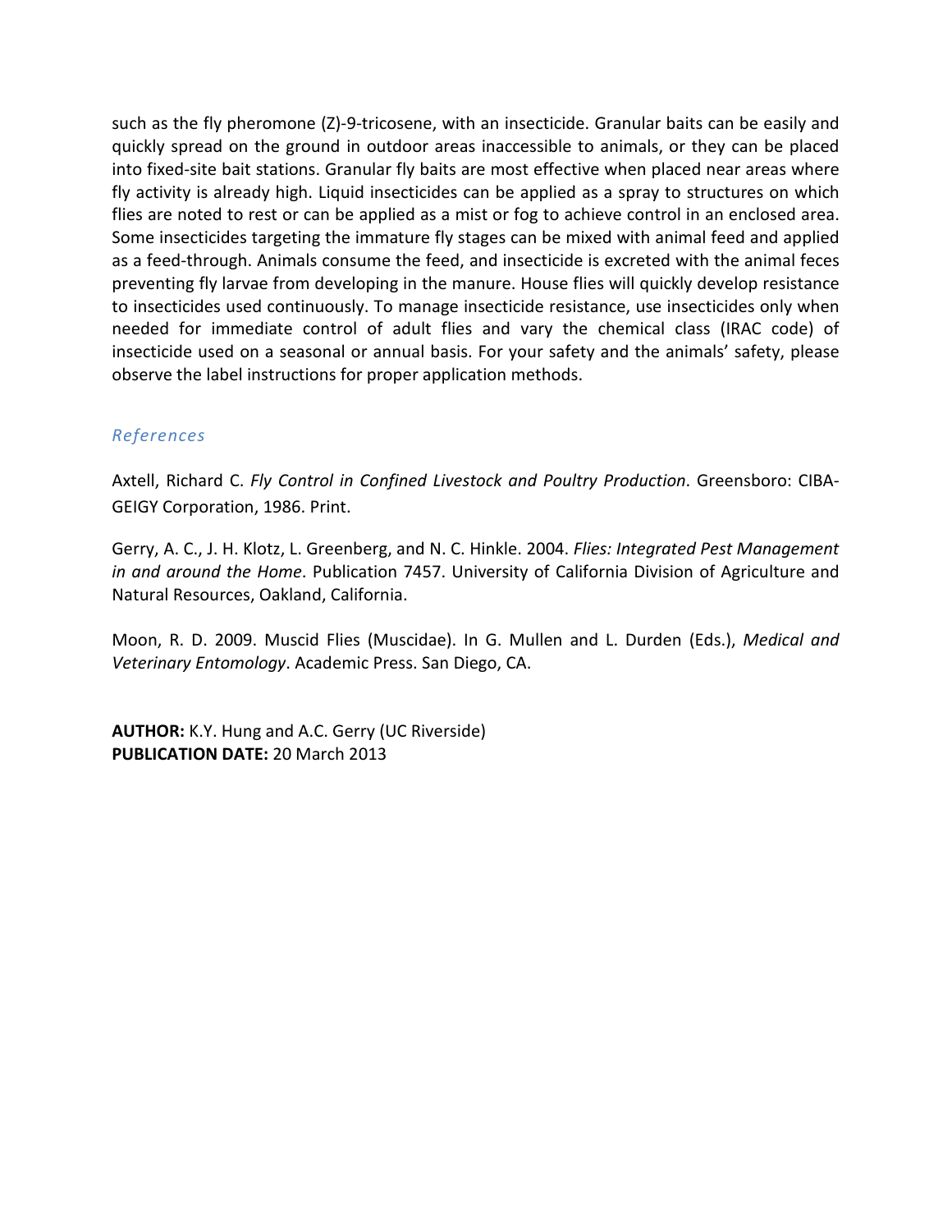such as the fly pheromone (Z)-9-tricosene, with an insecticide. Granular baits can be easily and quickly spread on the ground in outdoor areas inaccessible to animals, or they can be placed into fixed-site bait stations. Granular fly baits are most effective when placed near areas where fly activity is already high. Liquid insecticides can be applied as a spray to structures on which flies are noted to rest or can be applied as a mist or fog to achieve control in an enclosed area. Some insecticides targeting the immature fly stages can be mixed with animal feed and applied as a feed-through. Animals consume the feed, and insecticide is excreted with the animal feces preventing fly larvae from developing in the manure. House flies will quickly develop resistance to insecticides used continuously. To manage insecticide resistance, use insecticides only when needed for immediate control of adult flies and vary the chemical class (IRAC code) of insecticide used on a seasonal or annual basis. For your safety and the animals' safety, please observe the label instructions for proper application methods.

### *References*

Axtell, Richard C. *Fly Control in Confined Livestock and Poultry Production*. Greensboro: CIBA-GEIGY Corporation, 1986. Print.

Gerry, A. C., J. H. Klotz, L. Greenberg, and N. C. Hinkle. 2004. *Flies: Integrated Pest Management in and around the Home*. Publication 7457. University of California Division of Agriculture and Natural Resources, Oakland, California.

Moon, R. D. 2009. Muscid Flies (Muscidae). In G. Mullen and L. Durden (Eds.), *Medical and Veterinary Entomology*. Academic Press. San Diego, CA.

**AUTHOR:** K.Y. Hung and A.C. Gerry (UC Riverside)
**PUBLICATION DATE:** 20 March 2013